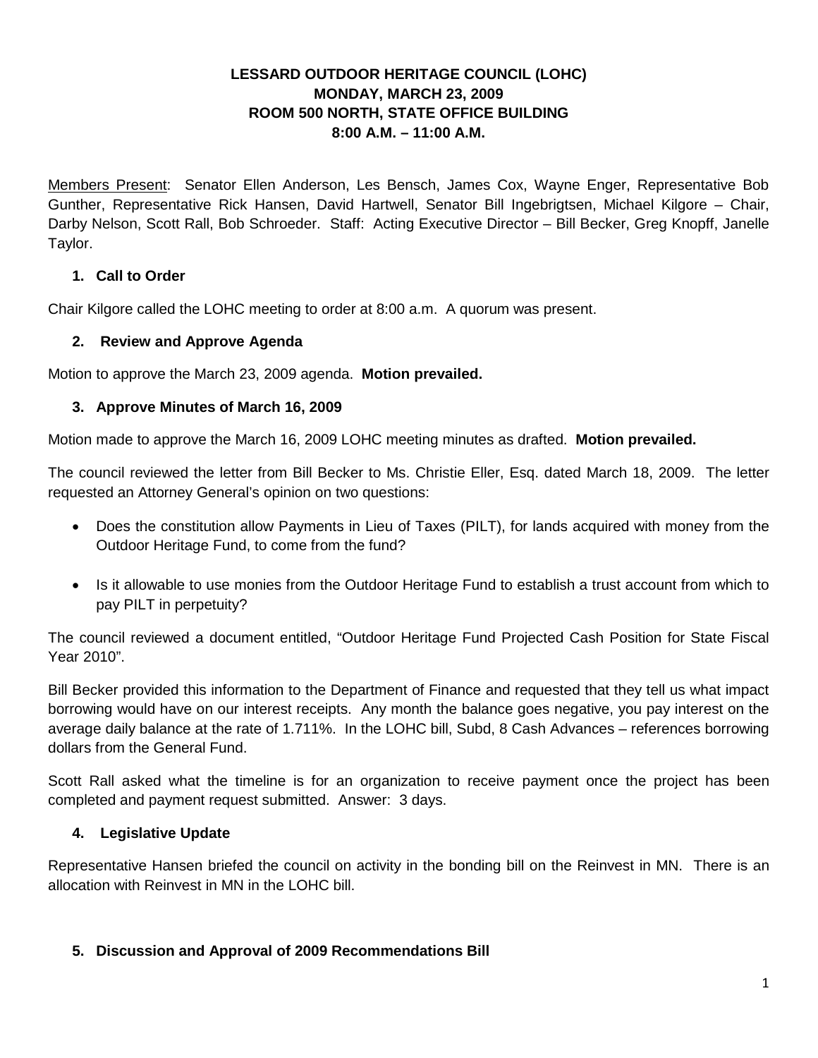# LESSARD OUTDOOR HERITAGE COUNCIL (LOHC)
## MONDAY, MARCH 23, 2009
## ROOM 500 NORTH, STATE OFFICE BUILDING
## 8:00 A.M. – 11:00 A.M.

Members Present: Senator Ellen Anderson, Les Bensch, James Cox, Wayne Enger, Representative Bob Gunther, Representative Rick Hansen, David Hartwell, Senator Bill Ingebrigtsen, Michael Kilgore – Chair, Darby Nelson, Scott Rall, Bob Schroeder. Staff: Acting Executive Director – Bill Becker, Greg Knopff, Janelle Taylor.

### 1. Call to Order

Chair Kilgore called the LOHC meeting to order at 8:00 a.m. A quorum was present.

### 2. Review and Approve Agenda

Motion to approve the March 23, 2009 agenda. **Motion prevailed.**

### 3. Approve Minutes of March 16, 2009

Motion made to approve the March 16, 2009 LOHC meeting minutes as drafted. **Motion prevailed.**

The council reviewed the letter from Bill Becker to Ms. Christie Eller, Esq. dated March 18, 2009. The letter requested an Attorney General's opinion on two questions:

- Does the constitution allow Payments in Lieu of Taxes (PILT), for lands acquired with money from the Outdoor Heritage Fund, to come from the fund?
- Is it allowable to use monies from the Outdoor Heritage Fund to establish a trust account from which to pay PILT in perpetuity?

The council reviewed a document entitled, "Outdoor Heritage Fund Projected Cash Position for State Fiscal Year 2010".

Bill Becker provided this information to the Department of Finance and requested that they tell us what impact borrowing would have on our interest receipts. Any month the balance goes negative, you pay interest on the average daily balance at the rate of 1.711%. In the LOHC bill, Subd, 8 Cash Advances – references borrowing dollars from the General Fund.

Scott Rall asked what the timeline is for an organization to receive payment once the project has been completed and payment request submitted. Answer: 3 days.

### 4. Legislative Update

Representative Hansen briefed the council on activity in the bonding bill on the Reinvest in MN. There is an allocation with Reinvest in MN in the LOHC bill.

### 5. Discussion and Approval of 2009 Recommendations Bill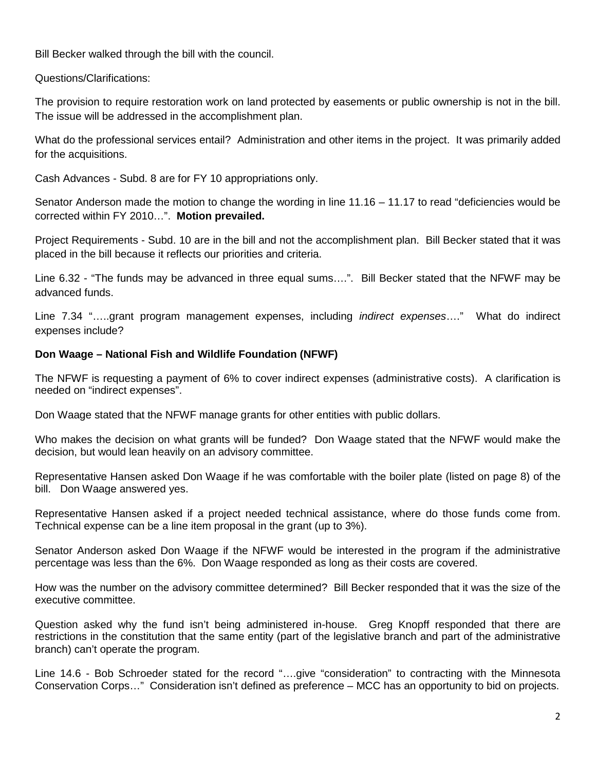Bill Becker walked through the bill with the council.

Questions/Clarifications:

The provision to require restoration work on land protected by easements or public ownership is not in the bill. The issue will be addressed in the accomplishment plan.

What do the professional services entail? Administration and other items in the project. It was primarily added for the acquisitions.

Cash Advances - Subd. 8 are for FY 10 appropriations only.

Senator Anderson made the motion to change the wording in line 11.16 – 11.17 to read "deficiencies would be corrected within FY 2010…". **Motion prevailed.**

Project Requirements - Subd. 10 are in the bill and not the accomplishment plan. Bill Becker stated that it was placed in the bill because it reflects our priorities and criteria.

Line 6.32 - "The funds may be advanced in three equal sums….". Bill Becker stated that the NFWF may be advanced funds.

Line 7.34 "…..grant program management expenses, including *indirect expenses*…." What do indirect expenses include?

**Don Waage – National Fish and Wildlife Foundation (NFWF)**

The NFWF is requesting a payment of 6% to cover indirect expenses (administrative costs). A clarification is needed on "indirect expenses".

Don Waage stated that the NFWF manage grants for other entities with public dollars.

Who makes the decision on what grants will be funded? Don Waage stated that the NFWF would make the decision, but would lean heavily on an advisory committee.

Representative Hansen asked Don Waage if he was comfortable with the boiler plate (listed on page 8) of the bill. Don Waage answered yes.

Representative Hansen asked if a project needed technical assistance, where do those funds come from. Technical expense can be a line item proposal in the grant (up to 3%).

Senator Anderson asked Don Waage if the NFWF would be interested in the program if the administrative percentage was less than the 6%. Don Waage responded as long as their costs are covered.

How was the number on the advisory committee determined? Bill Becker responded that it was the size of the executive committee.

Question asked why the fund isn't being administered in-house. Greg Knopff responded that there are restrictions in the constitution that the same entity (part of the legislative branch and part of the administrative branch) can't operate the program.

Line 14.6 - Bob Schroeder stated for the record "….give "consideration" to contracting with the Minnesota Conservation Corps…" Consideration isn't defined as preference – MCC has an opportunity to bid on projects.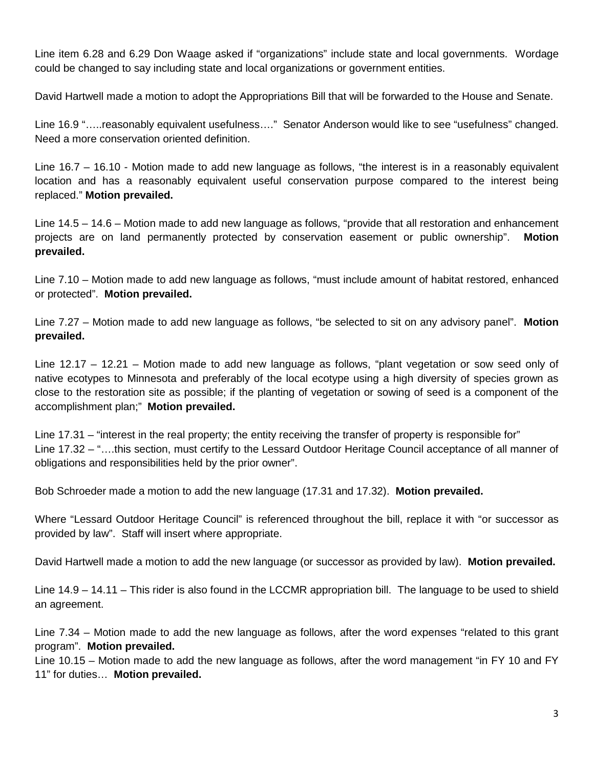Line item 6.28 and 6.29 Don Waage asked if "organizations" include state and local governments. Wordage could be changed to say including state and local organizations or government entities.

David Hartwell made a motion to adopt the Appropriations Bill that will be forwarded to the House and Senate.

Line 16.9 "…..reasonably equivalent usefulness…." Senator Anderson would like to see "usefulness" changed. Need a more conservation oriented definition.

Line 16.7 – 16.10 - Motion made to add new language as follows, "the interest is in a reasonably equivalent location and has a reasonably equivalent useful conservation purpose compared to the interest being replaced." **Motion prevailed.**

Line 14.5 – 14.6 – Motion made to add new language as follows, "provide that all restoration and enhancement projects are on land permanently protected by conservation easement or public ownership". **Motion prevailed.**

Line 7.10 – Motion made to add new language as follows, "must include amount of habitat restored, enhanced or protected". **Motion prevailed.**

Line 7.27 – Motion made to add new language as follows, "be selected to sit on any advisory panel". **Motion prevailed.**

Line 12.17 – 12.21 – Motion made to add new language as follows, "plant vegetation or sow seed only of native ecotypes to Minnesota and preferably of the local ecotype using a high diversity of species grown as close to the restoration site as possible; if the planting of vegetation or sowing of seed is a component of the accomplishment plan;" **Motion prevailed.**

Line 17.31 – "interest in the real property; the entity receiving the transfer of property is responsible for"
Line 17.32 – "….this section, must certify to the Lessard Outdoor Heritage Council acceptance of all manner of obligations and responsibilities held by the prior owner".

Bob Schroeder made a motion to add the new language (17.31 and 17.32). **Motion prevailed.**

Where "Lessard Outdoor Heritage Council" is referenced throughout the bill, replace it with "or successor as provided by law". Staff will insert where appropriate.

David Hartwell made a motion to add the new language (or successor as provided by law). **Motion prevailed.**

Line 14.9 – 14.11 – This rider is also found in the LCCMR appropriation bill. The language to be used to shield an agreement.

Line 7.34 – Motion made to add the new language as follows, after the word expenses "related to this grant program". **Motion prevailed.**
Line 10.15 – Motion made to add the new language as follows, after the word management "in FY 10 and FY 11" for duties… **Motion prevailed.**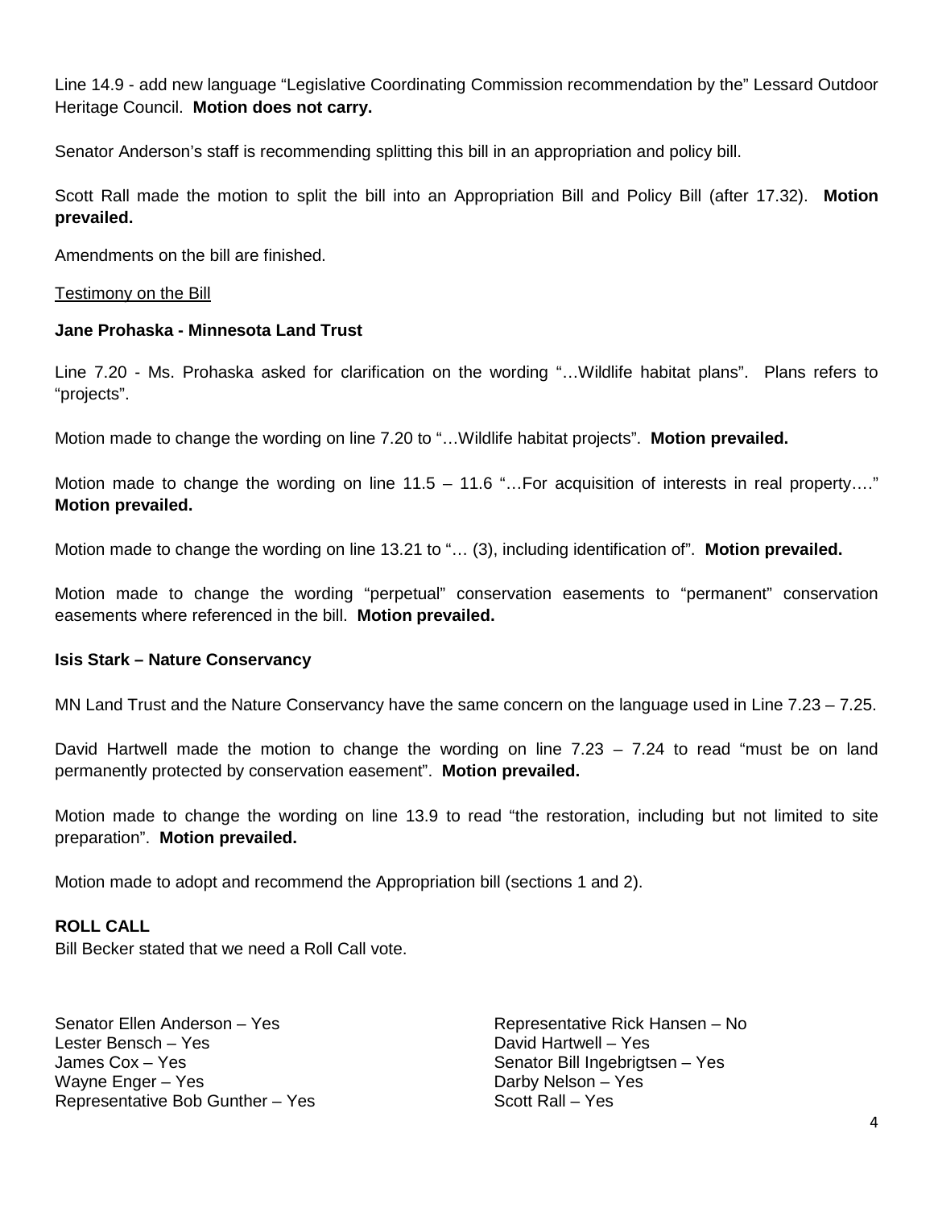Line 14.9 - add new language “Legislative Coordinating Commission recommendation by the” Lessard Outdoor Heritage Council. **Motion does not carry.**

Senator Anderson’s staff is recommending splitting this bill in an appropriation and policy bill.

Scott Rall made the motion to split the bill into an Appropriation Bill and Policy Bill (after 17.32). **Motion prevailed.**

Amendments on the bill are finished.

Testimony on the Bill

**Jane Prohaska - Minnesota Land Trust**

Line 7.20 - Ms. Prohaska asked for clarification on the wording “…Wildlife habitat plans”. Plans refers to “projects”.

Motion made to change the wording on line 7.20 to “…Wildlife habitat projects”. **Motion prevailed.**

Motion made to change the wording on line 11.5 – 11.6 “…For acquisition of interests in real property….” **Motion prevailed.**

Motion made to change the wording on line 13.21 to “… (3), including identification of”. **Motion prevailed.**

Motion made to change the wording “perpetual” conservation easements to “permanent” conservation easements where referenced in the bill. **Motion prevailed.**

**Isis Stark – Nature Conservancy**

MN Land Trust and the Nature Conservancy have the same concern on the language used in Line 7.23 – 7.25.

David Hartwell made the motion to change the wording on line 7.23 – 7.24 to read “must be on land permanently protected by conservation easement”. **Motion prevailed.**

Motion made to change the wording on line 13.9 to read “the restoration, including but not limited to site preparation”. **Motion prevailed.**

Motion made to adopt and recommend the Appropriation bill (sections 1 and 2).

**ROLL CALL**
Bill Becker stated that we need a Roll Call vote.

Senator Ellen Anderson – Yes
Lester Bensch – Yes
James Cox – Yes
Wayne Enger – Yes
Representative Bob Gunther – Yes
Representative Rick Hansen – No
David Hartwell – Yes
Senator Bill Ingebrigtsen – Yes
Darby Nelson – Yes
Scott Rall – Yes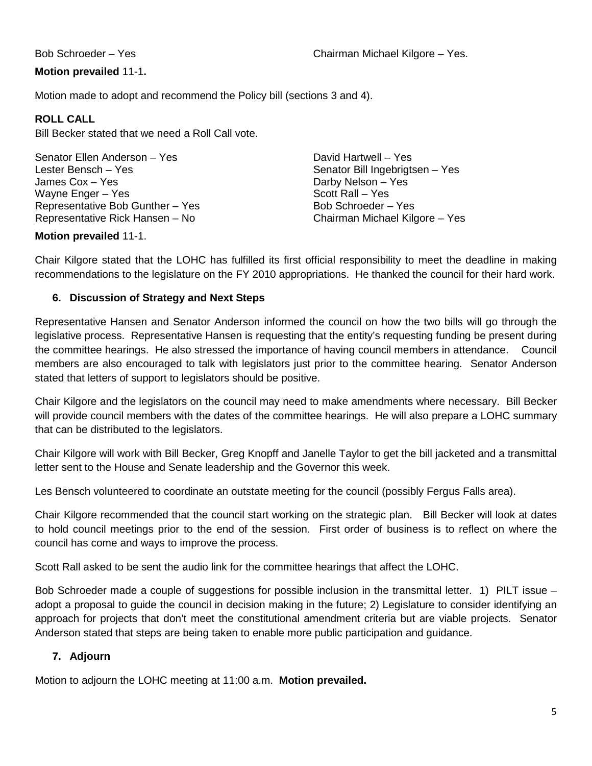Bob Schroeder – Yes

Chairman Michael Kilgore – Yes.

**Motion prevailed** 11-1**.**

Motion made to adopt and recommend the Policy bill (sections 3 and 4).

**ROLL CALL**

Bill Becker stated that we need a Roll Call vote.

Senator Ellen Anderson – Yes
Lester Bensch – Yes
James Cox – Yes
Wayne Enger – Yes
Representative Bob Gunther – Yes
Representative Rick Hansen – No
David Hartwell – Yes
Senator Bill Ingebrigtsen – Yes
Darby Nelson – Yes
Scott Rall – Yes
Bob Schroeder – Yes
Chairman Michael Kilgore – Yes

**Motion prevailed** 11-1.

Chair Kilgore stated that the LOHC has fulfilled its first official responsibility to meet the deadline in making recommendations to the legislature on the FY 2010 appropriations. He thanked the council for their hard work.

**6. Discussion of Strategy and Next Steps**

Representative Hansen and Senator Anderson informed the council on how the two bills will go through the legislative process. Representative Hansen is requesting that the entity's requesting funding be present during the committee hearings. He also stressed the importance of having council members in attendance. Council members are also encouraged to talk with legislators just prior to the committee hearing. Senator Anderson stated that letters of support to legislators should be positive.

Chair Kilgore and the legislators on the council may need to make amendments where necessary. Bill Becker will provide council members with the dates of the committee hearings. He will also prepare a LOHC summary that can be distributed to the legislators.

Chair Kilgore will work with Bill Becker, Greg Knopff and Janelle Taylor to get the bill jacketed and a transmittal letter sent to the House and Senate leadership and the Governor this week.

Les Bensch volunteered to coordinate an outstate meeting for the council (possibly Fergus Falls area).

Chair Kilgore recommended that the council start working on the strategic plan. Bill Becker will look at dates to hold council meetings prior to the end of the session. First order of business is to reflect on where the council has come and ways to improve the process.

Scott Rall asked to be sent the audio link for the committee hearings that affect the LOHC.

Bob Schroeder made a couple of suggestions for possible inclusion in the transmittal letter. 1) PILT issue – adopt a proposal to guide the council in decision making in the future; 2) Legislature to consider identifying an approach for projects that don't meet the constitutional amendment criteria but are viable projects. Senator Anderson stated that steps are being taken to enable more public participation and guidance.

**7. Adjourn**

Motion to adjourn the LOHC meeting at 11:00 a.m. **Motion prevailed.**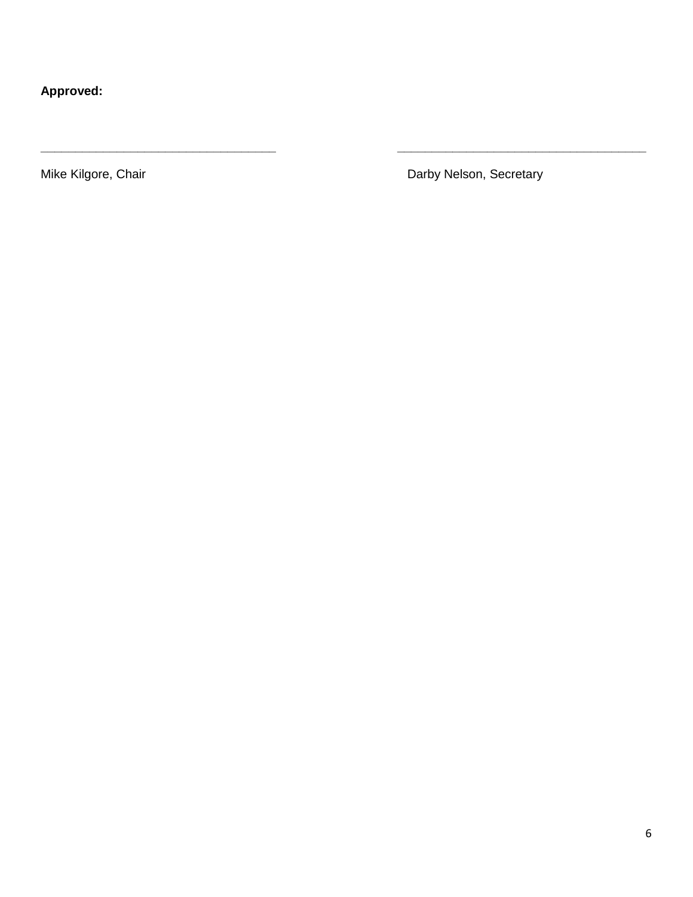**Approved:**

\_\_\_\_\_\_\_\_\_\_\_\_\_\_\_\_\_\_\_\_\_\_\_\_\_\_\_\_\_\_\_\_\_\_\_\_ \_\_\_\_\_\_\_\_\_\_\_\_\_\_\_\_\_\_\_\_\_\_\_\_\_\_\_\_\_\_\_\_\_\_\_\_\_\_

Mike Kilgore, Chair Darby Nelson, Secretary